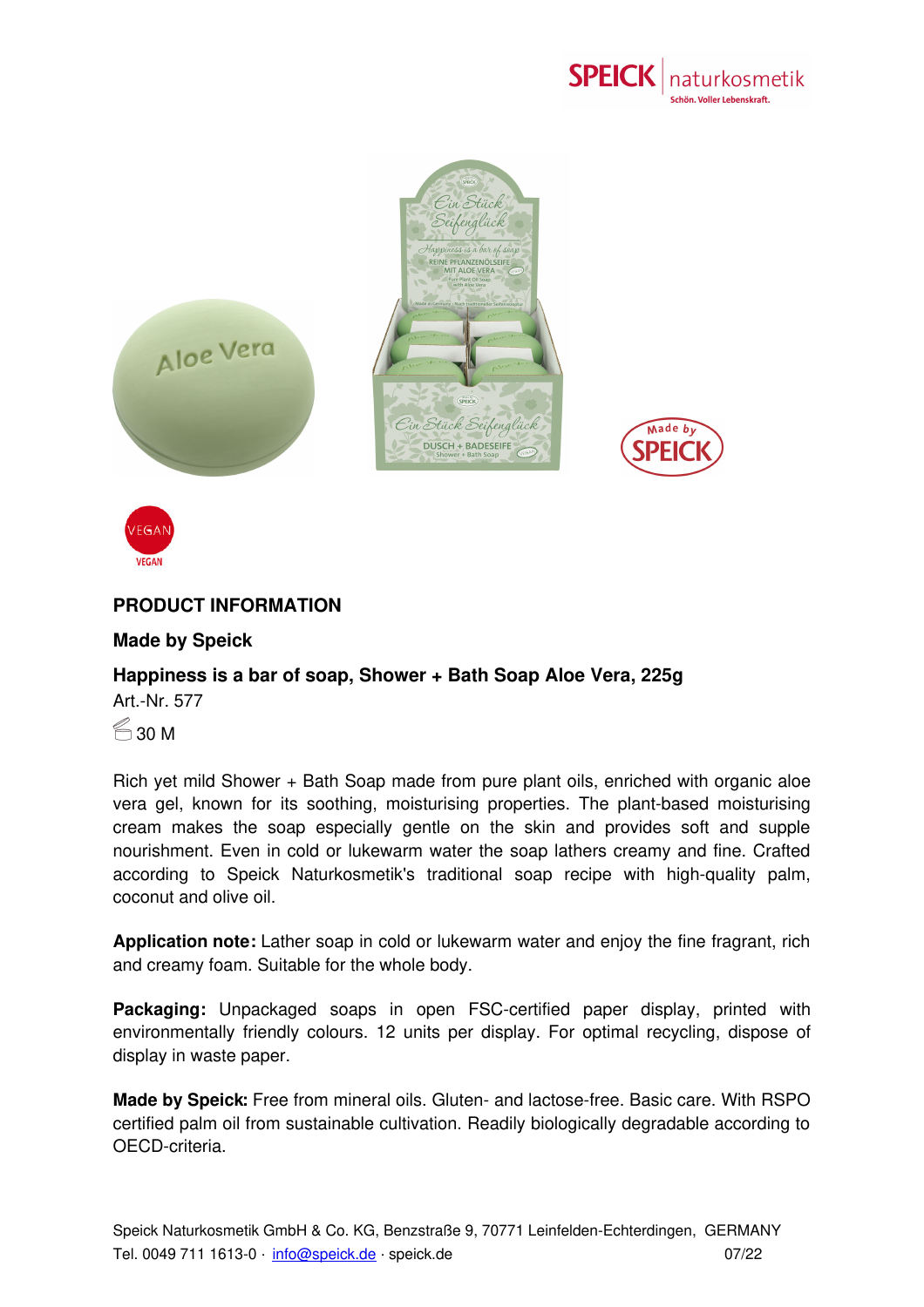## PRODUCT INFORMATION

### Made by Speick

### Happiness is a bar of soap, Shower + Bath Soap Aloe Vera, 225g

Art.-Nr. 577

30 M

Rich yet mild Shower + Bath Soap made from pure plant oils, enriched with organic aloe vera gel, known for its soothing, moisturising properties. The plant-based moisturising cream makes the soap especially gentle on the skin and provides soft and supple nourishment. Even in cold or lukewarm water the soap lathers creamy and fine. Crafted according to Speick Naturkosmetik's traditional soap recipe with high-quality palm, coconut and olive oil.

**Application note:** Lather soap in cold or lukewarm water and enjoy the fine fragrant, rich and creamy foam. Suitable for the whole body.

**Packaging:** Unpackaged soaps in open FSC-certified paper display, printed with environmentally friendly colours. 12 units per display. For optimal recycling, dispose of display in waste paper.

**Made by Speick:** Free from mineral oils. Gluten- and lactose-free. Basic care. With RSPO certified palm oil from sustainable cultivation. Readily biologically degradable according to OECD-criteria.

Speick Naturkosmetik GmbH & Co. KG, Benzstraße 9, 70771 Leinfelden-Echterdingen, GERMANY
Tel. 0049 711 1613-0 · info@speick.de · speick.de 07/22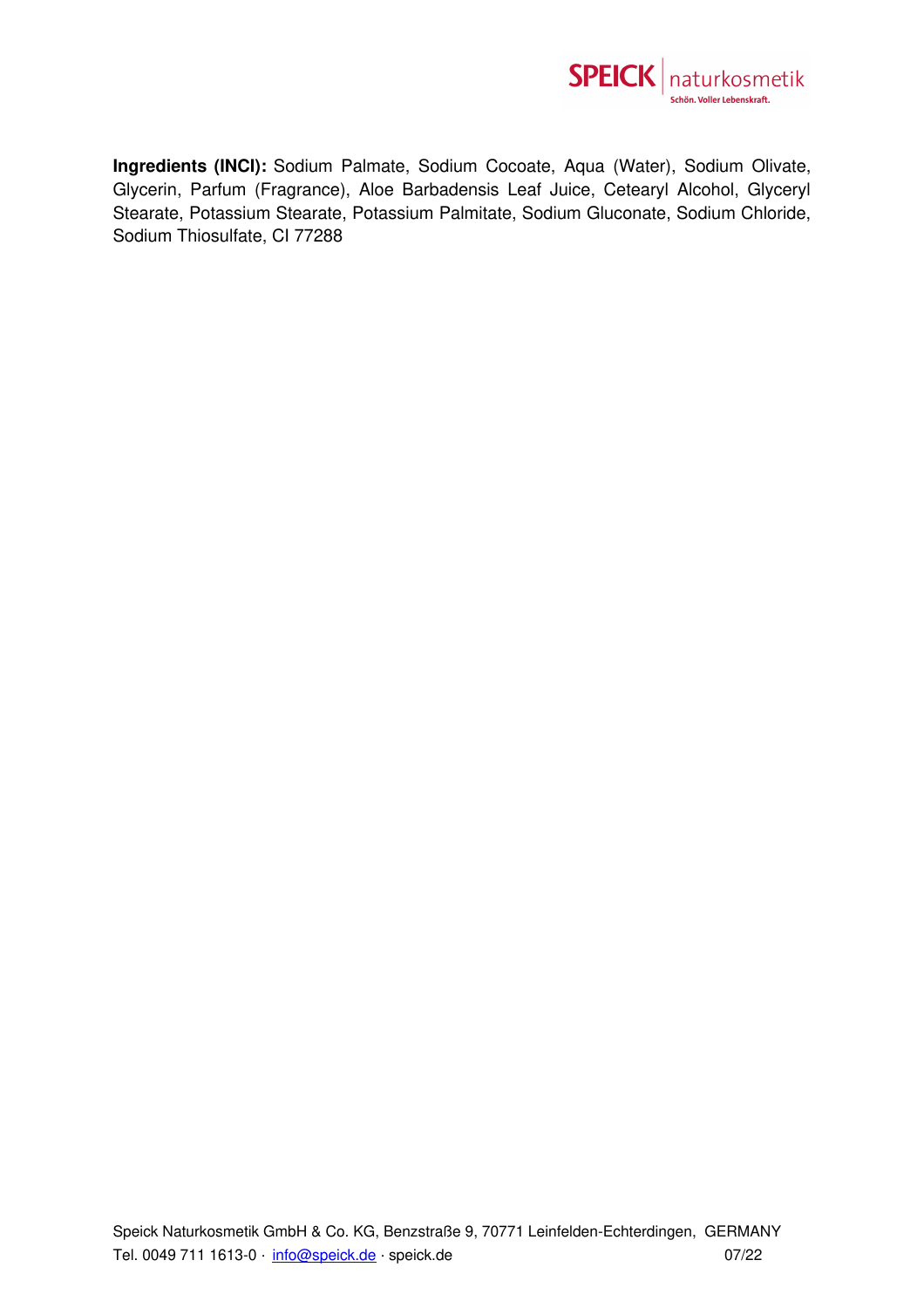**Ingredients (INCI):** Sodium Palmate, Sodium Cocoate, Aqua (Water), Sodium Olivate, Glycerin, Parfum (Fragrance), Aloe Barbadensis Leaf Juice, Cetearyl Alcohol, Glyceryl Stearate, Potassium Stearate, Potassium Palmitate, Sodium Gluconate, Sodium Chloride, Sodium Thiosulfate, CI 77288